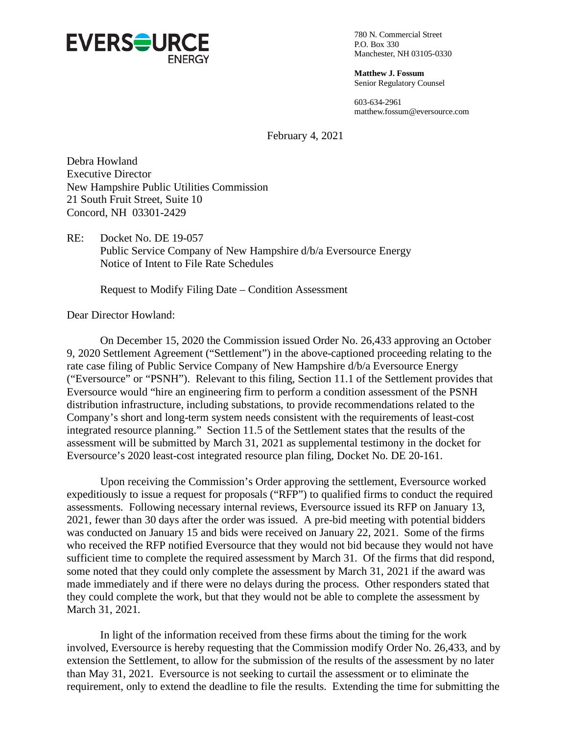**EVERSOURCE ENERGY**

780 N. Commercial Street
P.O. Box 330
Manchester, NH 03105-0330

**Matthew J. Fossum**
Senior Regulatory Counsel

603-634-2961
matthew.fossum@eversource.com

February 4, 2021

Debra Howland
Executive Director
New Hampshire Public Utilities Commission
21 South Fruit Street, Suite 10
Concord, NH 03301-2429

RE: Docket No. DE 19-057
Public Service Company of New Hampshire d/b/a Eversource Energy
Notice of Intent to File Rate Schedules

Request to Modify Filing Date – Condition Assessment

Dear Director Howland:

On December 15, 2020 the Commission issued Order No. 26,433 approving an October 9, 2020 Settlement Agreement ("Settlement") in the above-captioned proceeding relating to the rate case filing of Public Service Company of New Hampshire d/b/a Eversource Energy ("Eversource" or "PSNH"). Relevant to this filing, Section 11.1 of the Settlement provides that Eversource would "hire an engineering firm to perform a condition assessment of the PSNH distribution infrastructure, including substations, to provide recommendations related to the Company's short and long-term system needs consistent with the requirements of least-cost integrated resource planning." Section 11.5 of the Settlement states that the results of the assessment will be submitted by March 31, 2021 as supplemental testimony in the docket for Eversource's 2020 least-cost integrated resource plan filing, Docket No. DE 20-161.

Upon receiving the Commission's Order approving the settlement, Eversource worked expeditiously to issue a request for proposals ("RFP") to qualified firms to conduct the required assessments. Following necessary internal reviews, Eversource issued its RFP on January 13, 2021, fewer than 30 days after the order was issued. A pre-bid meeting with potential bidders was conducted on January 15 and bids were received on January 22, 2021. Some of the firms who received the RFP notified Eversource that they would not bid because they would not have sufficient time to complete the required assessment by March 31. Of the firms that did respond, some noted that they could only complete the assessment by March 31, 2021 if the award was made immediately and if there were no delays during the process. Other responders stated that they could complete the work, but that they would not be able to complete the assessment by March 31, 2021.

In light of the information received from these firms about the timing for the work involved, Eversource is hereby requesting that the Commission modify Order No. 26,433, and by extension the Settlement, to allow for the submission of the results of the assessment by no later than May 31, 2021. Eversource is not seeking to curtail the assessment or to eliminate the requirement, only to extend the deadline to file the results. Extending the time for submitting the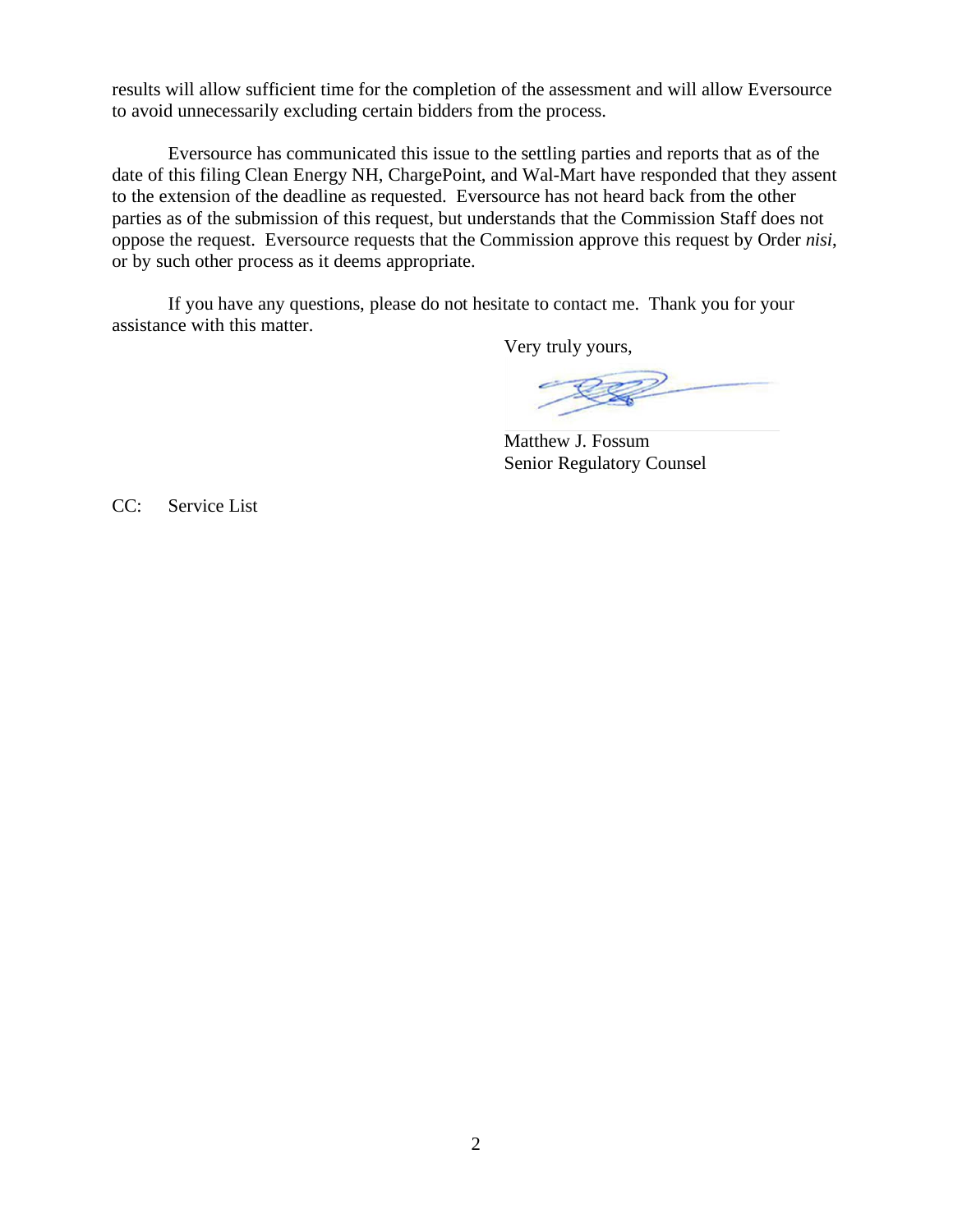results will allow sufficient time for the completion of the assessment and will allow Eversource to avoid unnecessarily excluding certain bidders from the process.

Eversource has communicated this issue to the settling parties and reports that as of the date of this filing Clean Energy NH, ChargePoint, and Wal-Mart have responded that they assent to the extension of the deadline as requested. Eversource has not heard back from the other parties as of the submission of this request, but understands that the Commission Staff does not oppose the request. Eversource requests that the Commission approve this request by Order *nisi*, or by such other process as it deems appropriate.

If you have any questions, please do not hesitate to contact me. Thank you for your assistance with this matter.

Very truly yours,

Matthew J. Fossum
Senior Regulatory Counsel

CC: Service List